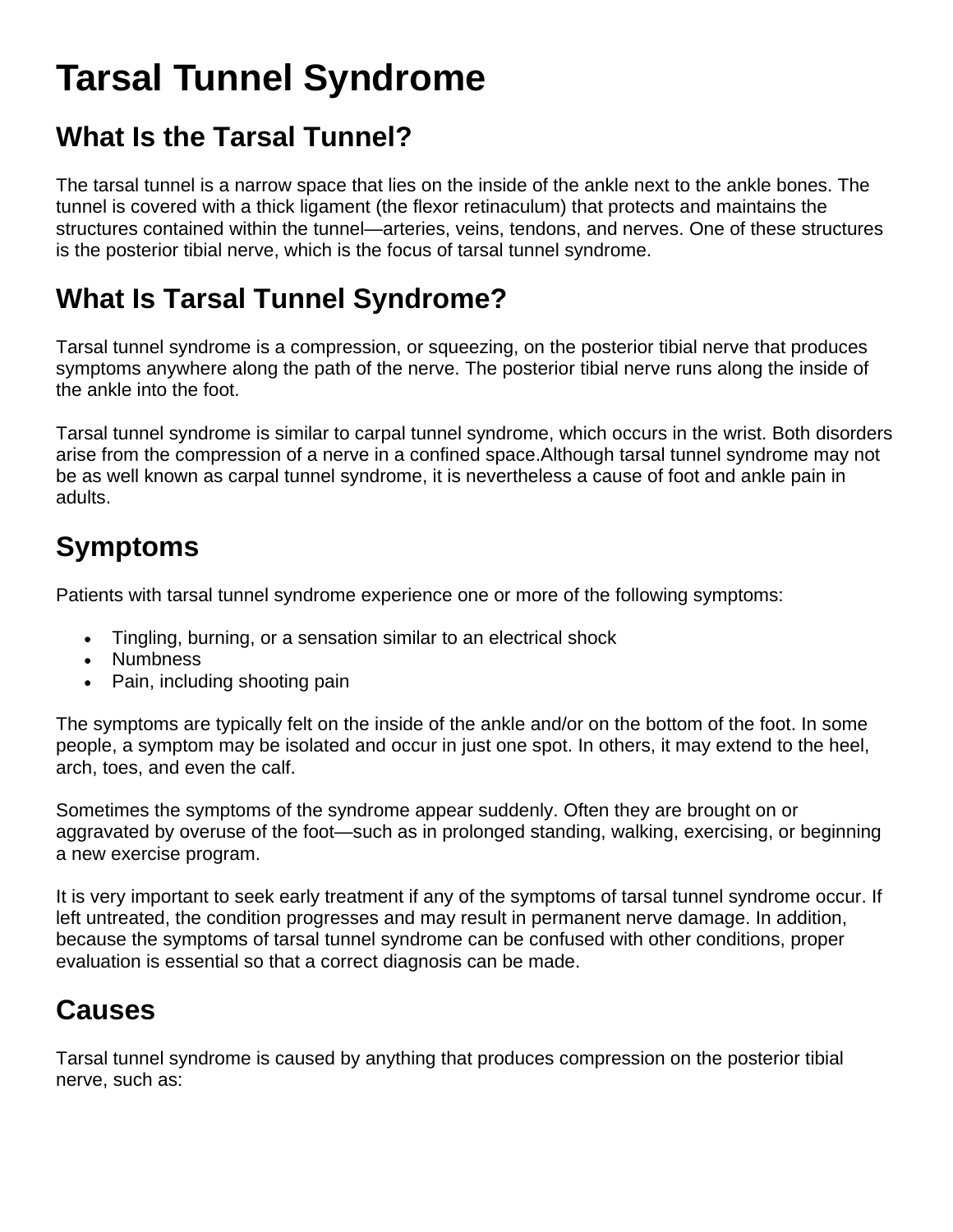# Tarsal Tunnel Syndrome

## What Is the Tarsal Tunnel?

The tarsal tunnel is a narrow space that lies on the inside of the ankle next to the ankle bones. The tunnel is covered with a thick ligament (the flexor retinaculum) that protects and maintains the structures contained within the tunnel—arteries, veins, tendons, and nerves. One of these structures is the posterior tibial nerve, which is the focus of tarsal tunnel syndrome.

## What Is Tarsal Tunnel Syndrome?

Tarsal tunnel syndrome is a compression, or squeezing, on the posterior tibial nerve that produces symptoms anywhere along the path of the nerve. The posterior tibial nerve runs along the inside of the ankle into the foot.

Tarsal tunnel syndrome is similar to carpal tunnel syndrome, which occurs in the wrist. Both disorders arise from the compression of a nerve in a confined space.Although tarsal tunnel syndrome may not be as well known as carpal tunnel syndrome, it is nevertheless a cause of foot and ankle pain in adults.

## Symptoms

Patients with tarsal tunnel syndrome experience one or more of the following symptoms:

- Tingling, burning, or a sensation similar to an electrical shock
- Numbness
- Pain, including shooting pain

The symptoms are typically felt on the inside of the ankle and/or on the bottom of the foot. In some people, a symptom may be isolated and occur in just one spot. In others, it may extend to the heel, arch, toes, and even the calf.

Sometimes the symptoms of the syndrome appear suddenly. Often they are brought on or aggravated by overuse of the foot—such as in prolonged standing, walking, exercising, or beginning a new exercise program.

It is very important to seek early treatment if any of the symptoms of tarsal tunnel syndrome occur. If left untreated, the condition progresses and may result in permanent nerve damage. In addition, because the symptoms of tarsal tunnel syndrome can be confused with other conditions, proper evaluation is essential so that a correct diagnosis can be made.

## Causes

Tarsal tunnel syndrome is caused by anything that produces compression on the posterior tibial nerve, such as: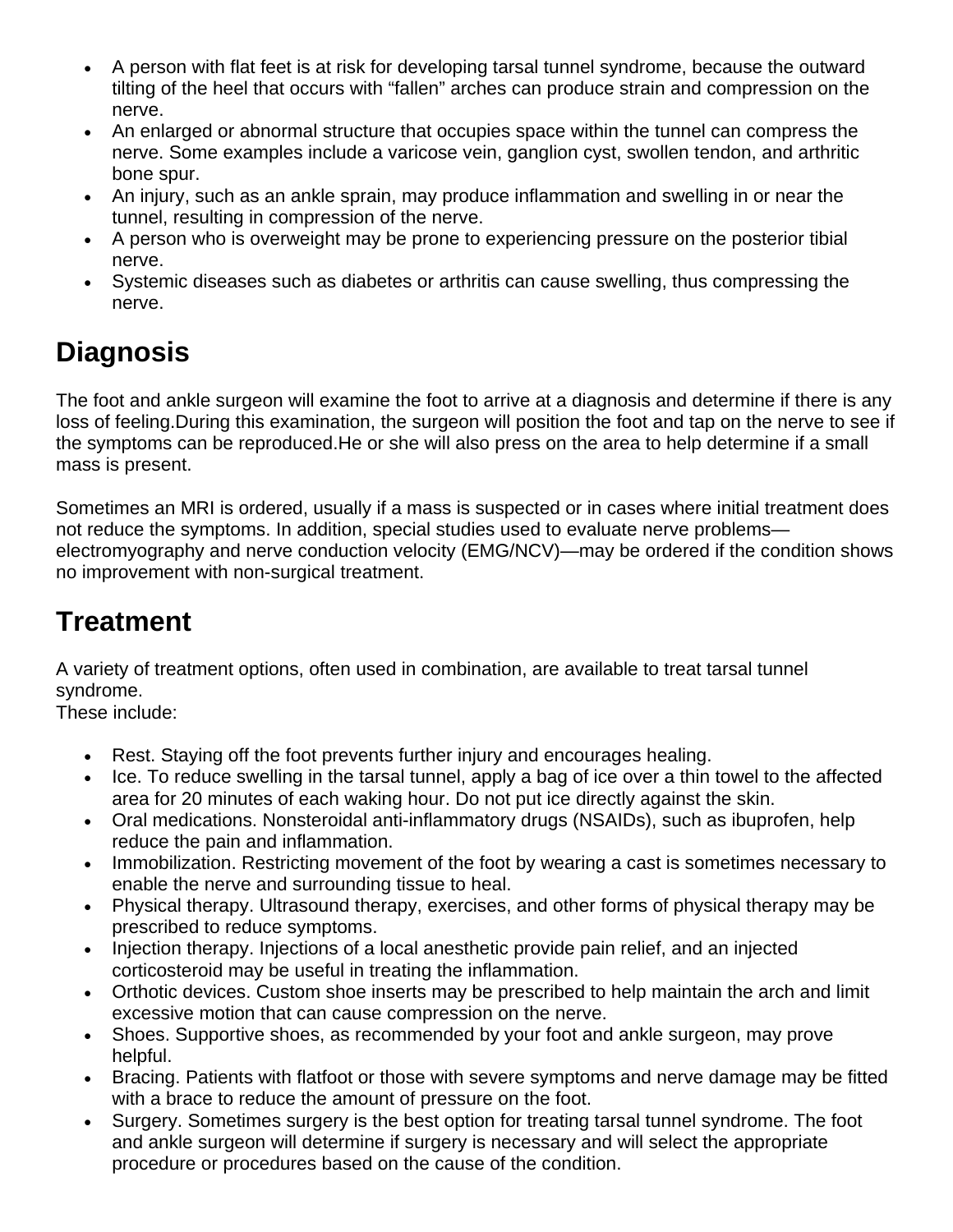- A person with flat feet is at risk for developing tarsal tunnel syndrome, because the outward tilting of the heel that occurs with “fallen” arches can produce strain and compression on the nerve.
- An enlarged or abnormal structure that occupies space within the tunnel can compress the nerve. Some examples include a varicose vein, ganglion cyst, swollen tendon, and arthritic bone spur.
- An injury, such as an ankle sprain, may produce inflammation and swelling in or near the tunnel, resulting in compression of the nerve.
- A person who is overweight may be prone to experiencing pressure on the posterior tibial nerve.
- Systemic diseases such as diabetes or arthritis can cause swelling, thus compressing the nerve.

## Diagnosis

The foot and ankle surgeon will examine the foot to arrive at a diagnosis and determine if there is any loss of feeling.During this examination, the surgeon will position the foot and tap on the nerve to see if the symptoms can be reproduced.He or she will also press on the area to help determine if a small mass is present.

Sometimes an MRI is ordered, usually if a mass is suspected or in cases where initial treatment does not reduce the symptoms. In addition, special studies used to evaluate nerve problems—electromyography and nerve conduction velocity (EMG/NCV)—may be ordered if the condition shows no improvement with non-surgical treatment.

## Treatment

A variety of treatment options, often used in combination, are available to treat tarsal tunnel syndrome.
These include:

- Rest. Staying off the foot prevents further injury and encourages healing.
- Ice. To reduce swelling in the tarsal tunnel, apply a bag of ice over a thin towel to the affected area for 20 minutes of each waking hour. Do not put ice directly against the skin.
- Oral medications. Nonsteroidal anti-inflammatory drugs (NSAIDs), such as ibuprofen, help reduce the pain and inflammation.
- Immobilization. Restricting movement of the foot by wearing a cast is sometimes necessary to enable the nerve and surrounding tissue to heal.
- Physical therapy. Ultrasound therapy, exercises, and other forms of physical therapy may be prescribed to reduce symptoms.
- Injection therapy. Injections of a local anesthetic provide pain relief, and an injected corticosteroid may be useful in treating the inflammation.
- Orthotic devices. Custom shoe inserts may be prescribed to help maintain the arch and limit excessive motion that can cause compression on the nerve.
- Shoes. Supportive shoes, as recommended by your foot and ankle surgeon, may prove helpful.
- Bracing. Patients with flatfoot or those with severe symptoms and nerve damage may be fitted with a brace to reduce the amount of pressure on the foot.
- Surgery. Sometimes surgery is the best option for treating tarsal tunnel syndrome. The foot and ankle surgeon will determine if surgery is necessary and will select the appropriate procedure or procedures based on the cause of the condition.